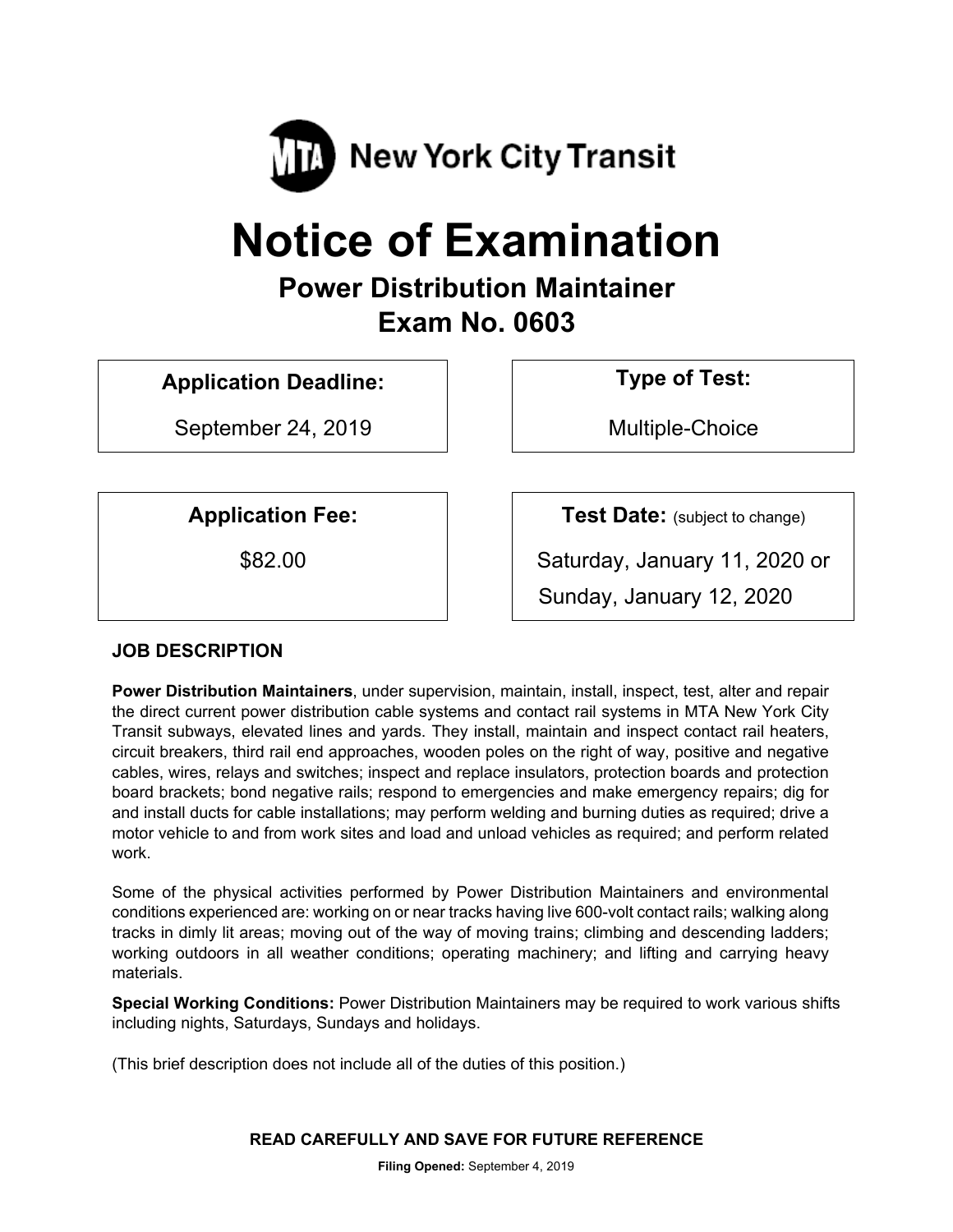MTA New York City Transit

# Notice of Examination

## Power Distribution Maintainer
## Exam No. 0603

**Application Deadline:**

September 24, 2019

**Type of Test:**

Multiple-Choice

**Application Fee:**

$82.00

**Test Date:** (subject to change)

Saturday, January 11, 2020 or
Sunday, January 12, 2020

### JOB DESCRIPTION

**Power Distribution Maintainers**, under supervision, maintain, install, inspect, test, alter and repair the direct current power distribution cable systems and contact rail systems in MTA New York City Transit subways, elevated lines and yards. They install, maintain and inspect contact rail heaters, circuit breakers, third rail end approaches, wooden poles on the right of way, positive and negative cables, wires, relays and switches; inspect and replace insulators, protection boards and protection board brackets; bond negative rails; respond to emergencies and make emergency repairs; dig for and install ducts for cable installations; may perform welding and burning duties as required; drive a motor vehicle to and from work sites and load and unload vehicles as required; and perform related work.

Some of the physical activities performed by Power Distribution Maintainers and environmental conditions experienced are: working on or near tracks having live 600-volt contact rails; walking along tracks in dimly lit areas; moving out of the way of moving trains; climbing and descending ladders; working outdoors in all weather conditions; operating machinery; and lifting and carrying heavy materials.

**Special Working Conditions:** Power Distribution Maintainers may be required to work various shifts including nights, Saturdays, Sundays and holidays.

(This brief description does not include all of the duties of this position.)

**READ CAREFULLY AND SAVE FOR FUTURE REFERENCE**

**Filing Opened:** September 4, 2019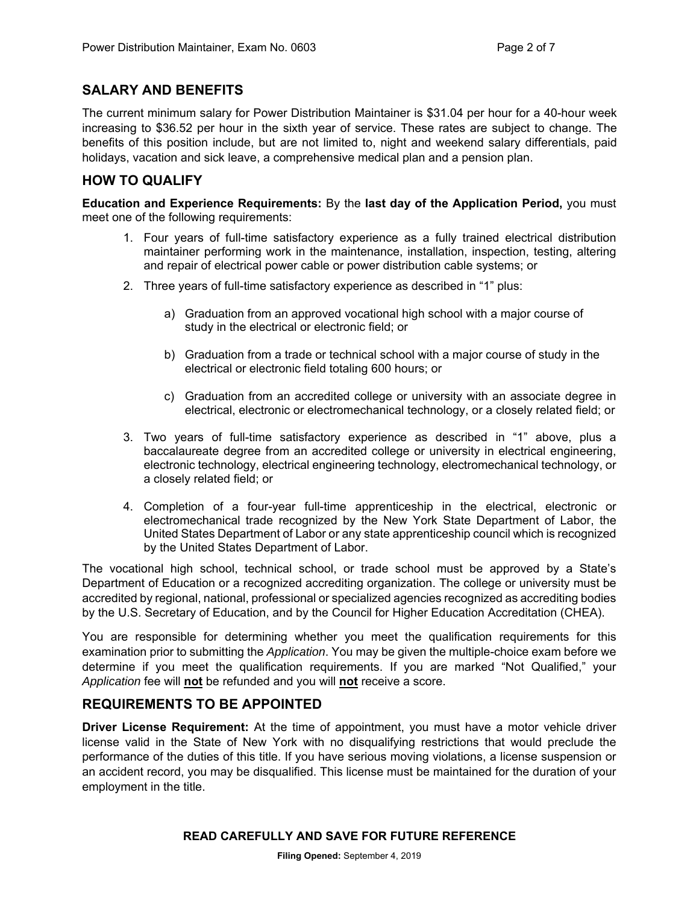## SALARY AND BENEFITS

The current minimum salary for Power Distribution Maintainer is $31.04 per hour for a 40-hour week increasing to $36.52 per hour in the sixth year of service. These rates are subject to change. The benefits of this position include, but are not limited to, night and weekend salary differentials, paid holidays, vacation and sick leave, a comprehensive medical plan and a pension plan.

## HOW TO QUALIFY

**Education and Experience Requirements:** By the **last day of the Application Period,** you must meet one of the following requirements:

1. Four years of full-time satisfactory experience as a fully trained electrical distribution maintainer performing work in the maintenance, installation, inspection, testing, altering and repair of electrical power cable or power distribution cable systems; or
2. Three years of full-time satisfactory experience as described in "1" plus:
    a) Graduation from an approved vocational high school with a major course of study in the electrical or electronic field; or
    b) Graduation from a trade or technical school with a major course of study in the electrical or electronic field totaling 600 hours; or
    c) Graduation from an accredited college or university with an associate degree in electrical, electronic or electromechanical technology, or a closely related field; or
3. Two years of full-time satisfactory experience as described in "1" above, plus a baccalaureate degree from an accredited college or university in electrical engineering, electronic technology, electrical engineering technology, electromechanical technology, or a closely related field; or
4. Completion of a four-year full-time apprenticeship in the electrical, electronic or electromechanical trade recognized by the New York State Department of Labor, the United States Department of Labor or any state apprenticeship council which is recognized by the United States Department of Labor.

The vocational high school, technical school, or trade school must be approved by a State's Department of Education or a recognized accrediting organization. The college or university must be accredited by regional, national, professional or specialized agencies recognized as accrediting bodies by the U.S. Secretary of Education, and by the Council for Higher Education Accreditation (CHEA).

You are responsible for determining whether you meet the qualification requirements for this examination prior to submitting the *Application*. You may be given the multiple-choice exam before we determine if you meet the qualification requirements. If you are marked "Not Qualified," your *Application* fee will **not** be refunded and you will **not** receive a score.

## REQUIREMENTS TO BE APPOINTED

**Driver License Requirement:** At the time of appointment, you must have a motor vehicle driver license valid in the State of New York with no disqualifying restrictions that would preclude the performance of the duties of this title. If you have serious moving violations, a license suspension or an accident record, you may be disqualified. This license must be maintained for the duration of your employment in the title.

**READ CAREFULLY AND SAVE FOR FUTURE REFERENCE**

**Filing Opened:** September 4, 2019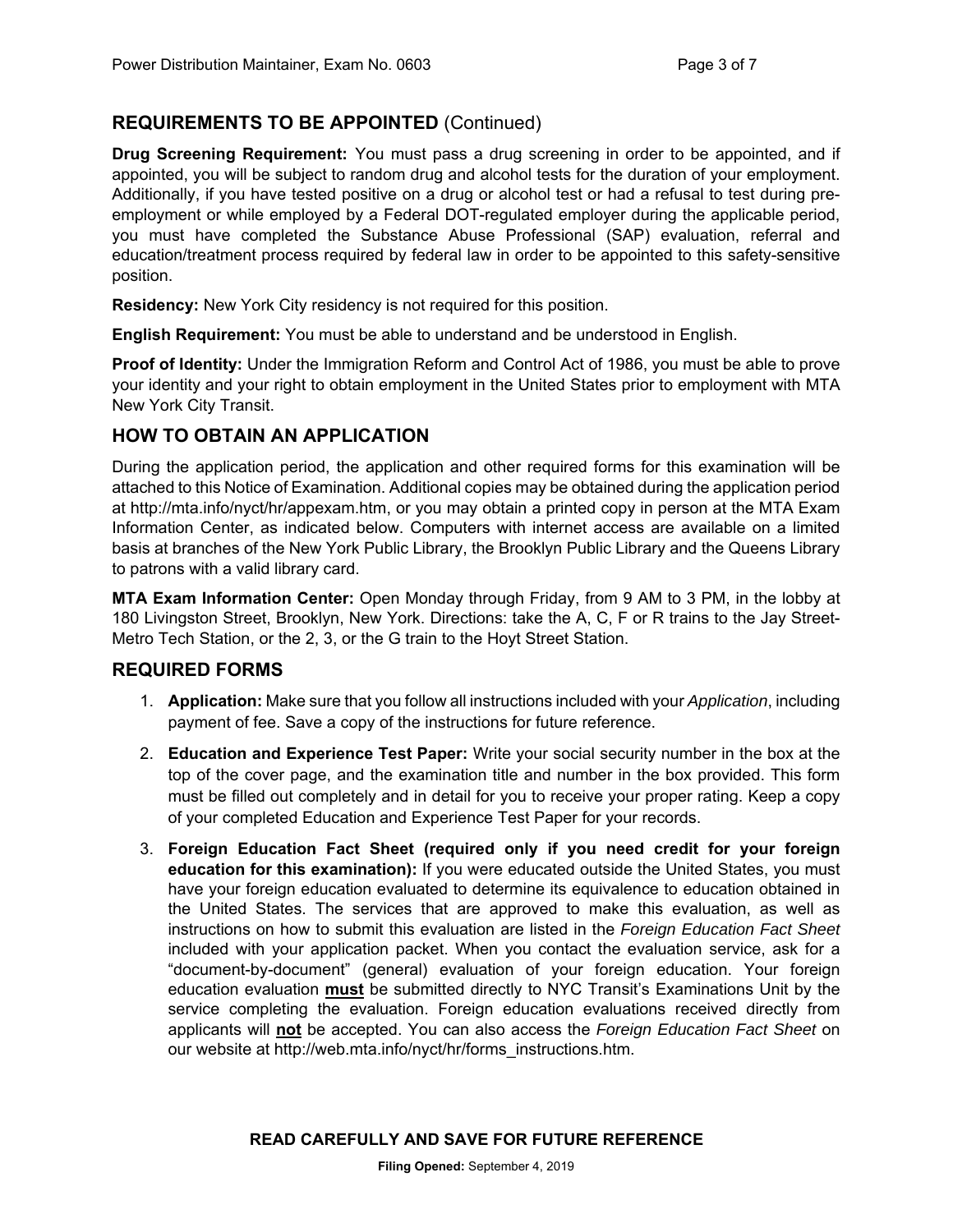## REQUIREMENTS TO BE APPOINTED (Continued)

**Drug Screening Requirement:** You must pass a drug screening in order to be appointed, and if appointed, you will be subject to random drug and alcohol tests for the duration of your employment. Additionally, if you have tested positive on a drug or alcohol test or had a refusal to test during pre-employment or while employed by a Federal DOT-regulated employer during the applicable period, you must have completed the Substance Abuse Professional (SAP) evaluation, referral and education/treatment process required by federal law in order to be appointed to this safety-sensitive position.

**Residency:** New York City residency is not required for this position.

**English Requirement:** You must be able to understand and be understood in English.

**Proof of Identity:** Under the Immigration Reform and Control Act of 1986, you must be able to prove your identity and your right to obtain employment in the United States prior to employment with MTA New York City Transit.

## HOW TO OBTAIN AN APPLICATION

During the application period, the application and other required forms for this examination will be attached to this Notice of Examination. Additional copies may be obtained during the application period at http://mta.info/nyct/hr/appexam.htm, or you may obtain a printed copy in person at the MTA Exam Information Center, as indicated below. Computers with internet access are available on a limited basis at branches of the New York Public Library, the Brooklyn Public Library and the Queens Library to patrons with a valid library card.

**MTA Exam Information Center:** Open Monday through Friday, from 9 AM to 3 PM, in the lobby at 180 Livingston Street, Brooklyn, New York. Directions: take the A, C, F or R trains to the Jay Street-Metro Tech Station, or the 2, 3, or the G train to the Hoyt Street Station.

## REQUIRED FORMS

1. **Application:** Make sure that you follow all instructions included with your *Application*, including payment of fee. Save a copy of the instructions for future reference.
2. **Education and Experience Test Paper:** Write your social security number in the box at the top of the cover page, and the examination title and number in the box provided. This form must be filled out completely and in detail for you to receive your proper rating. Keep a copy of your completed Education and Experience Test Paper for your records.
3. **Foreign Education Fact Sheet (required only if you need credit for your foreign education for this examination):** If you were educated outside the United States, you must have your foreign education evaluated to determine its equivalence to education obtained in the United States. The services that are approved to make this evaluation, as well as instructions on how to submit this evaluation are listed in the *Foreign Education Fact Sheet* included with your application packet. When you contact the evaluation service, ask for a "document-by-document" (general) evaluation of your foreign education. Your foreign education evaluation **must** be submitted directly to NYC Transit's Examinations Unit by the service completing the evaluation. Foreign education evaluations received directly from applicants will **not** be accepted. You can also access the *Foreign Education Fact Sheet* on our website at http://web.mta.info/nyct/hr/forms_instructions.htm.

**READ CAREFULLY AND SAVE FOR FUTURE REFERENCE**

**Filing Opened:** September 4, 2019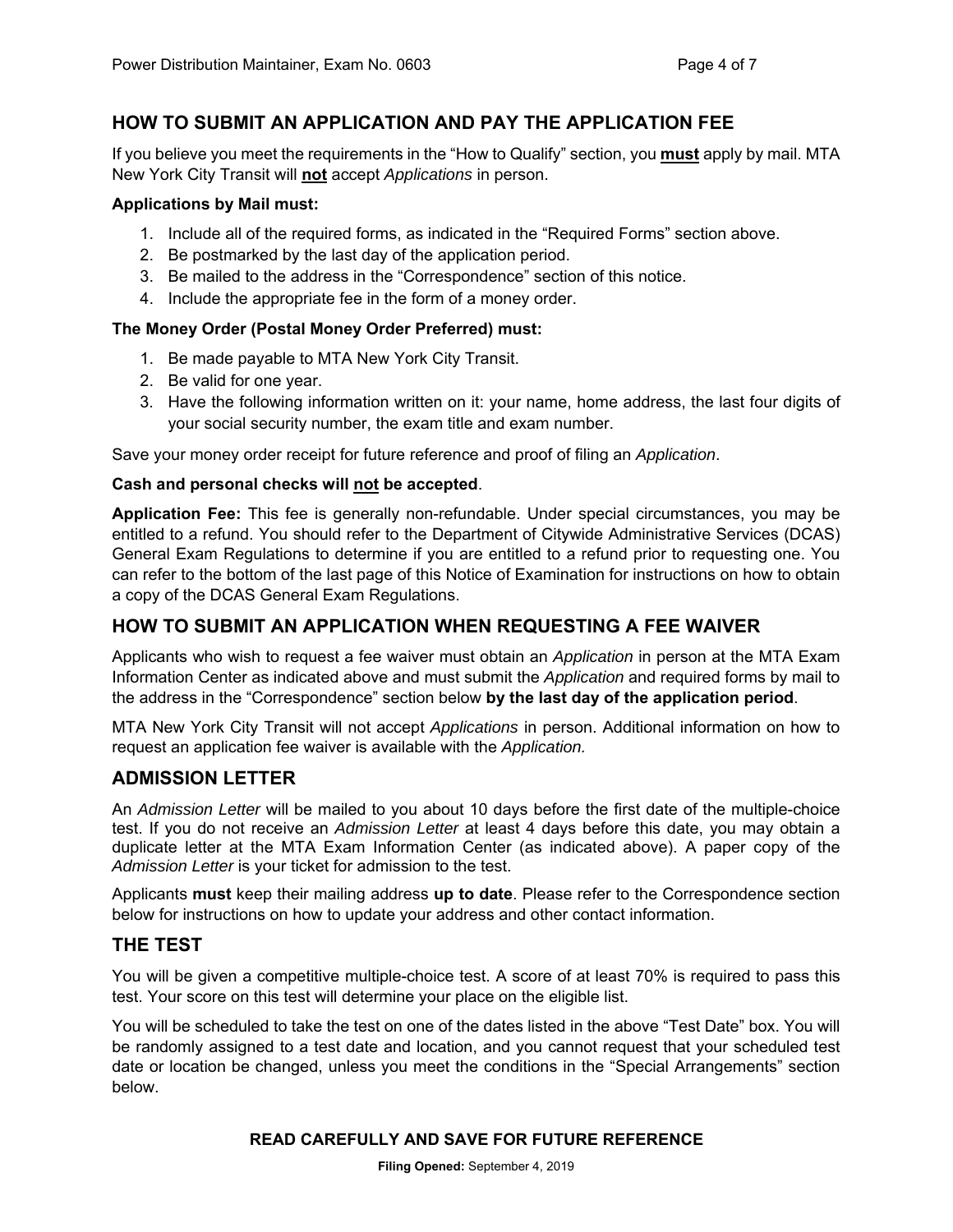## HOW TO SUBMIT AN APPLICATION AND PAY THE APPLICATION FEE

If you believe you meet the requirements in the "How to Qualify" section, you **must** apply by mail. MTA New York City Transit will **not** accept *Applications* in person.

**Applications by Mail must:**

1. Include all of the required forms, as indicated in the "Required Forms" section above.
2. Be postmarked by the last day of the application period.
3. Be mailed to the address in the "Correspondence" section of this notice.
4. Include the appropriate fee in the form of a money order.

**The Money Order (Postal Money Order Preferred) must:**

1. Be made payable to MTA New York City Transit.
2. Be valid for one year.
3. Have the following information written on it: your name, home address, the last four digits of your social security number, the exam title and exam number.

Save your money order receipt for future reference and proof of filing an *Application*.

**Cash and personal checks will not be accepted**.

**Application Fee:** This fee is generally non-refundable. Under special circumstances, you may be entitled to a refund. You should refer to the Department of Citywide Administrative Services (DCAS) General Exam Regulations to determine if you are entitled to a refund prior to requesting one. You can refer to the bottom of the last page of this Notice of Examination for instructions on how to obtain a copy of the DCAS General Exam Regulations.

## HOW TO SUBMIT AN APPLICATION WHEN REQUESTING A FEE WAIVER

Applicants who wish to request a fee waiver must obtain an *Application* in person at the MTA Exam Information Center as indicated above and must submit the *Application* and required forms by mail to the address in the "Correspondence" section below **by the last day of the application period**.

MTA New York City Transit will not accept *Applications* in person. Additional information on how to request an application fee waiver is available with the *Application.*

## ADMISSION LETTER

An *Admission Letter* will be mailed to you about 10 days before the first date of the multiple-choice test. If you do not receive an *Admission Letter* at least 4 days before this date, you may obtain a duplicate letter at the MTA Exam Information Center (as indicated above). A paper copy of the *Admission Letter* is your ticket for admission to the test.

Applicants **must** keep their mailing address **up to date**. Please refer to the Correspondence section below for instructions on how to update your address and other contact information.

## THE TEST

You will be given a competitive multiple-choice test. A score of at least 70% is required to pass this test. Your score on this test will determine your place on the eligible list.

You will be scheduled to take the test on one of the dates listed in the above "Test Date" box. You will be randomly assigned to a test date and location, and you cannot request that your scheduled test date or location be changed, unless you meet the conditions in the "Special Arrangements" section below.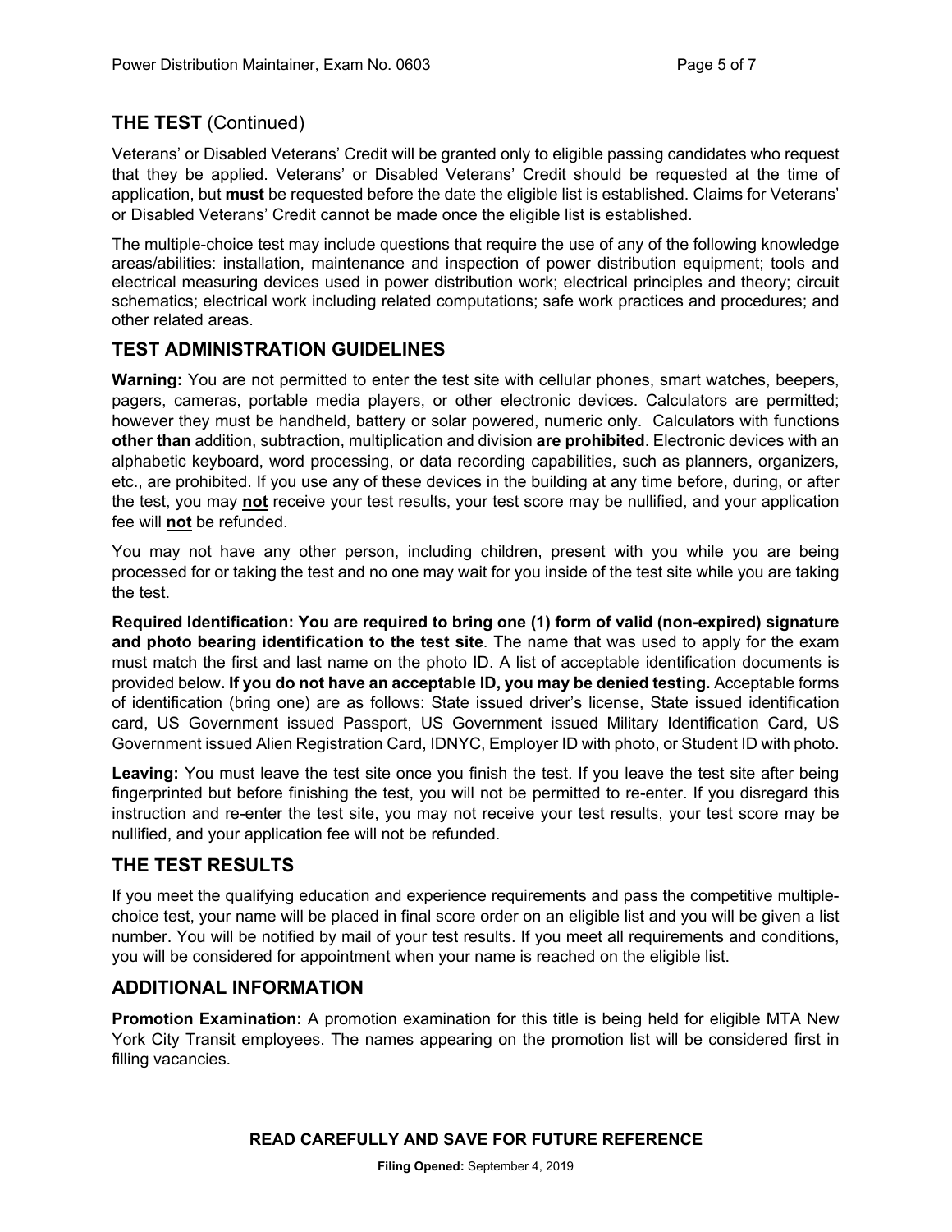## THE TEST (Continued)

Veterans' or Disabled Veterans' Credit will be granted only to eligible passing candidates who request that they be applied. Veterans' or Disabled Veterans' Credit should be requested at the time of application, but **must** be requested before the date the eligible list is established. Claims for Veterans' or Disabled Veterans' Credit cannot be made once the eligible list is established.

The multiple-choice test may include questions that require the use of any of the following knowledge areas/abilities: installation, maintenance and inspection of power distribution equipment; tools and electrical measuring devices used in power distribution work; electrical principles and theory; circuit schematics; electrical work including related computations; safe work practices and procedures; and other related areas.

## TEST ADMINISTRATION GUIDELINES

**Warning:** You are not permitted to enter the test site with cellular phones, smart watches, beepers, pagers, cameras, portable media players, or other electronic devices. Calculators are permitted; however they must be handheld, battery or solar powered, numeric only. Calculators with functions **other than** addition, subtraction, multiplication and division **are prohibited**. Electronic devices with an alphabetic keyboard, word processing, or data recording capabilities, such as planners, organizers, etc., are prohibited. If you use any of these devices in the building at any time before, during, or after the test, you may **not** receive your test results, your test score may be nullified, and your application fee will **not** be refunded.

You may not have any other person, including children, present with you while you are being processed for or taking the test and no one may wait for you inside of the test site while you are taking the test.

**Required Identification: You are required to bring one (1) form of valid (non-expired) signature and photo bearing identification to the test site**. The name that was used to apply for the exam must match the first and last name on the photo ID. A list of acceptable identification documents is provided below**. If you do not have an acceptable ID, you may be denied testing.** Acceptable forms of identification (bring one) are as follows: State issued driver's license, State issued identification card, US Government issued Passport, US Government issued Military Identification Card, US Government issued Alien Registration Card, IDNYC, Employer ID with photo, or Student ID with photo.

**Leaving:** You must leave the test site once you finish the test. If you leave the test site after being fingerprinted but before finishing the test, you will not be permitted to re-enter. If you disregard this instruction and re-enter the test site, you may not receive your test results, your test score may be nullified, and your application fee will not be refunded.

## THE TEST RESULTS

If you meet the qualifying education and experience requirements and pass the competitive multiple-choice test, your name will be placed in final score order on an eligible list and you will be given a list number. You will be notified by mail of your test results. If you meet all requirements and conditions, you will be considered for appointment when your name is reached on the eligible list.

## ADDITIONAL INFORMATION

**Promotion Examination:** A promotion examination for this title is being held for eligible MTA New York City Transit employees. The names appearing on the promotion list will be considered first in filling vacancies.

**READ CAREFULLY AND SAVE FOR FUTURE REFERENCE**

**Filing Opened:** September 4, 2019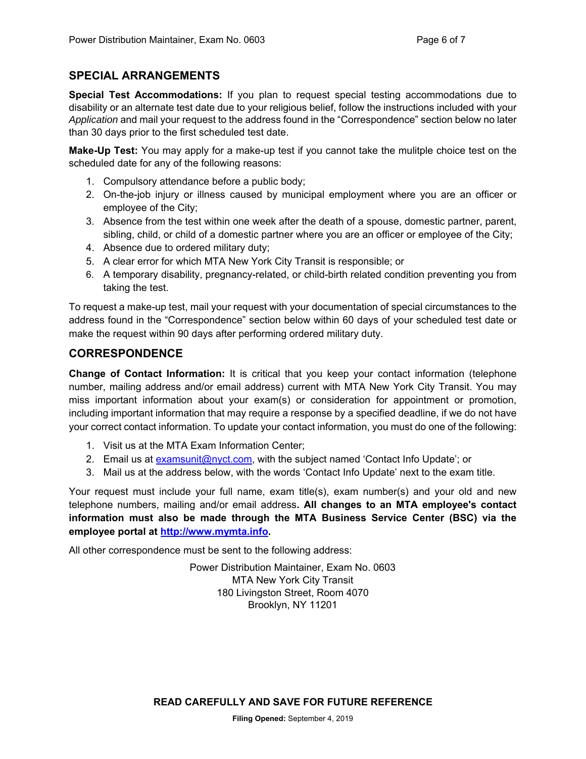## SPECIAL ARRANGEMENTS

**Special Test Accommodations:** If you plan to request special testing accommodations due to disability or an alternate test date due to your religious belief, follow the instructions included with your *Application* and mail your request to the address found in the "Correspondence" section below no later than 30 days prior to the first scheduled test date.

**Make-Up Test:** You may apply for a make-up test if you cannot take the mulitple choice test on the scheduled date for any of the following reasons:

1. Compulsory attendance before a public body;
2. On-the-job injury or illness caused by municipal employment where you are an officer or employee of the City;
3. Absence from the test within one week after the death of a spouse, domestic partner, parent, sibling, child, or child of a domestic partner where you are an officer or employee of the City;
4. Absence due to ordered military duty;
5. A clear error for which MTA New York City Transit is responsible; or
6. A temporary disability, pregnancy-related, or child-birth related condition preventing you from taking the test.

To request a make-up test, mail your request with your documentation of special circumstances to the address found in the "Correspondence" section below within 60 days of your scheduled test date or make the request within 90 days after performing ordered military duty.

## CORRESPONDENCE

**Change of Contact Information:** It is critical that you keep your contact information (telephone number, mailing address and/or email address) current with MTA New York City Transit. You may miss important information about your exam(s) or consideration for appointment or promotion, including important information that may require a response by a specified deadline, if we do not have your correct contact information. To update your contact information, you must do one of the following:

1. Visit us at the MTA Exam Information Center;
2. Email us at examsunit@nyct.com, with the subject named 'Contact Info Update'; or
3. Mail us at the address below, with the words 'Contact Info Update' next to the exam title.

Your request must include your full name, exam title(s), exam number(s) and your old and new telephone numbers, mailing and/or email address**. All changes to an MTA employee's contact information must also be made through the MTA Business Service Center (BSC) via the employee portal at http://www.mymta.info.**

All other correspondence must be sent to the following address:

Power Distribution Maintainer, Exam No. 0603
MTA New York City Transit
180 Livingston Street, Room 4070
Brooklyn, NY 11201

**READ CAREFULLY AND SAVE FOR FUTURE REFERENCE**

**Filing Opened:** September 4, 2019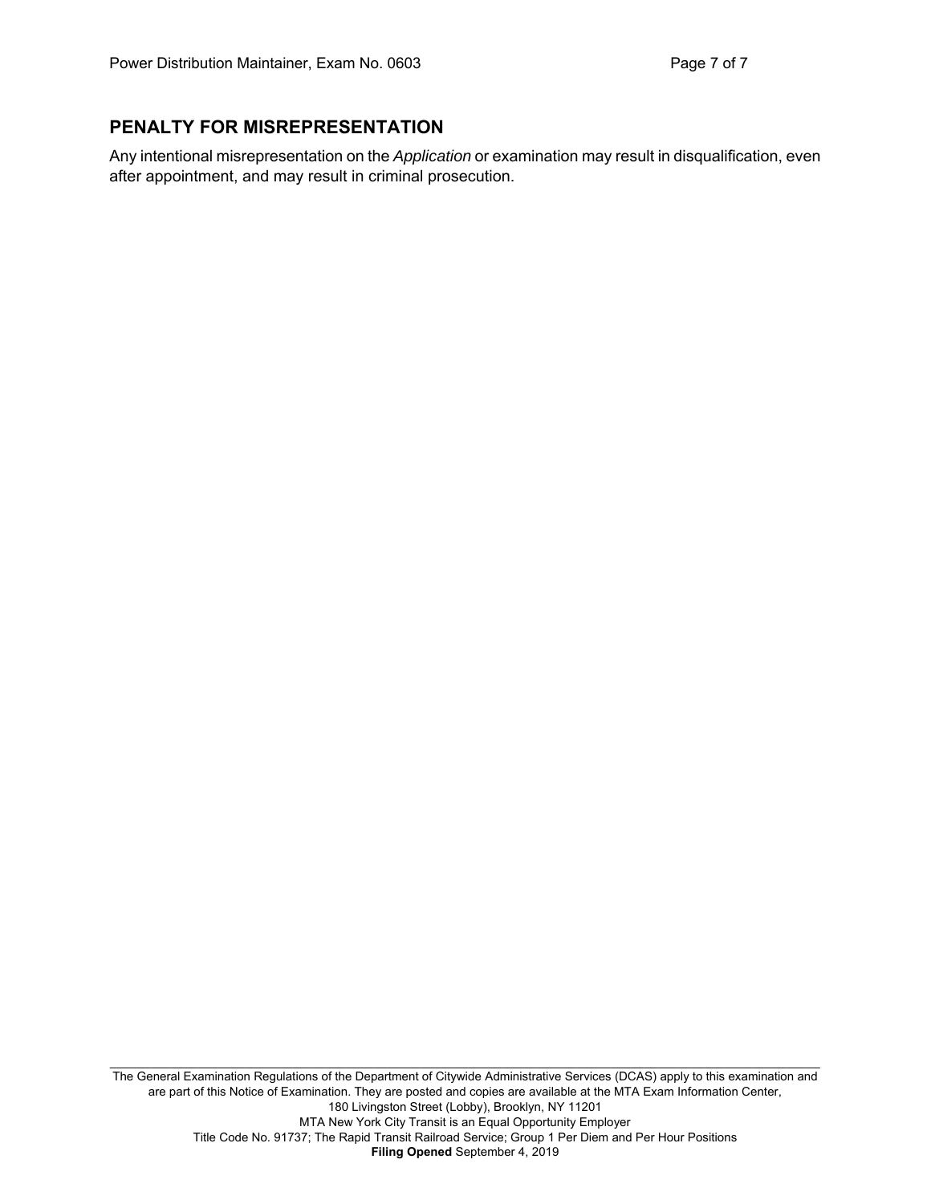## PENALTY FOR MISREPRESENTATION

Any intentional misrepresentation on the *Application* or examination may result in disqualification, even after appointment, and may result in criminal prosecution.

The General Examination Regulations of the Department of Citywide Administrative Services (DCAS) apply to this examination and are part of this Notice of Examination. They are posted and copies are available at the MTA Exam Information Center, 180 Livingston Street (Lobby), Brooklyn, NY 11201

MTA New York City Transit is an Equal Opportunity Employer

Title Code No. 91737; The Rapid Transit Railroad Service; Group 1 Per Diem and Per Hour Positions

**Filing Opened** September 4, 2019